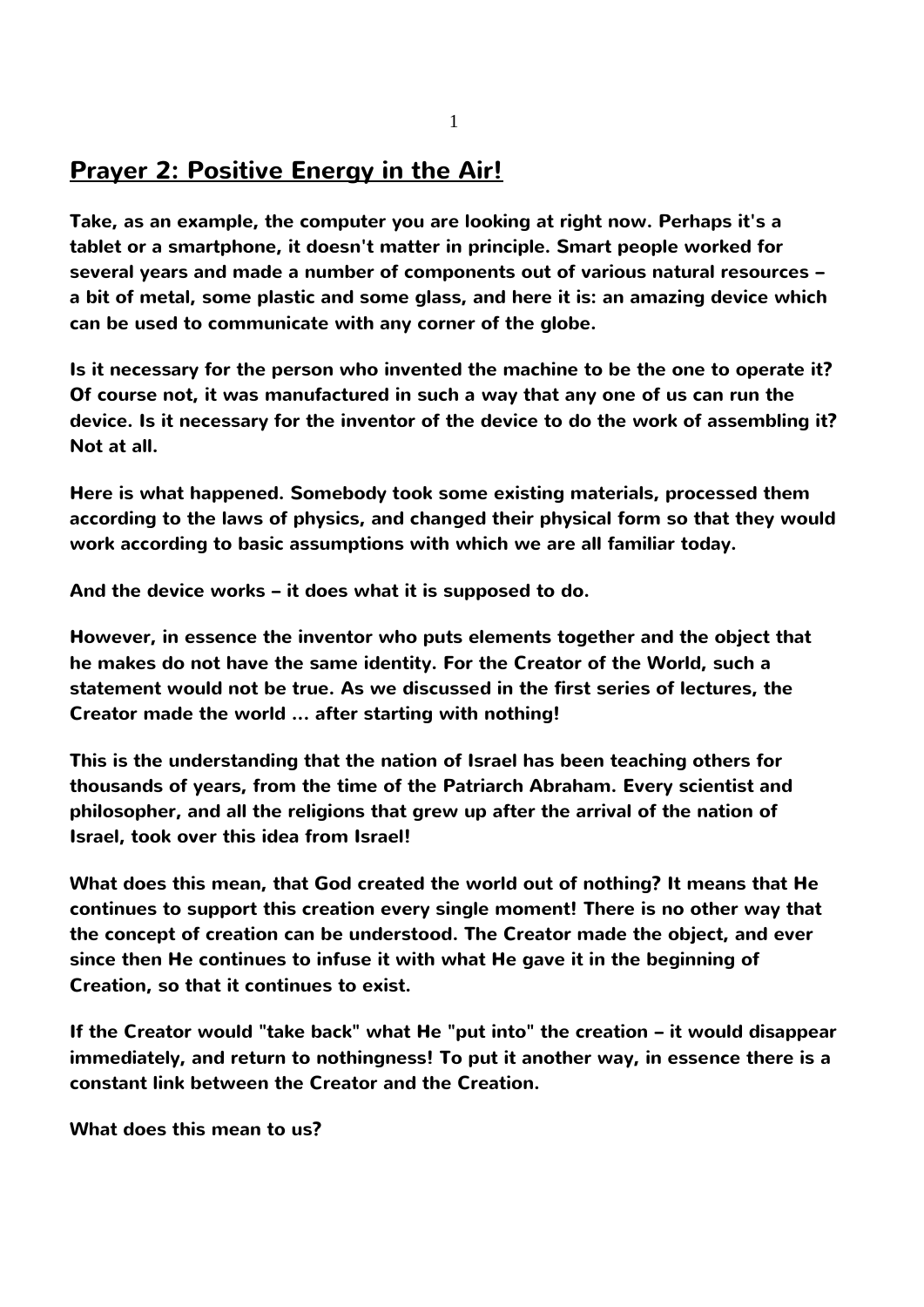## Prayer 2: Positive Energy in the Air!

**Take, as an example, the computer you are looking at right now. Perhaps it's a tablet or a smartphone, it doesn't matter in principle. Smart people worked for several years and made a number of components out of various natural resources – a bit of metal, some plastic and some glass, and here it is: an amazing device which can be used to communicate with any corner of the globe.**

**Is it necessary for the person who invented the machine to be the one to operate it? Of course not, it was manufactured in such a way that any one of us can run the device. Is it necessary for the inventor of the device to do the work of assembling it? Not at all.**

**Here is what happened. Somebody took some existing materials, processed them according to the laws of physics, and changed their physical form so that they would work according to basic assumptions with which we are all familiar today.**

**And the device works – it does what it is supposed to do.**

**However, in essence the inventor who puts elements together and the object that he makes do not have the same identity. For the Creator of the World, such a statement would not be true. As we discussed in the first series of lectures, the Creator made the world ... after starting with nothing!**

**This is the understanding that the nation of Israel has been teaching others for thousands of years, from the time of the Patriarch Abraham. Every scientist and philosopher, and all the religions that grew up after the arrival of the nation of Israel, took over this idea from Israel!**

**What does this mean, that God created the world out of nothing? It means that He continues to support this creation every single moment! There is no other way that the concept of creation can be understood. The Creator made the object, and ever since then He continues to infuse it with what He gave it in the beginning of Creation, so that it continues to exist.**

**If the Creator would "take back" what He "put into" the creation – it would disappear immediately, and return to nothingness! To put it another way, in essence there is a constant link between the Creator and the Creation.**

**What does this mean to us?**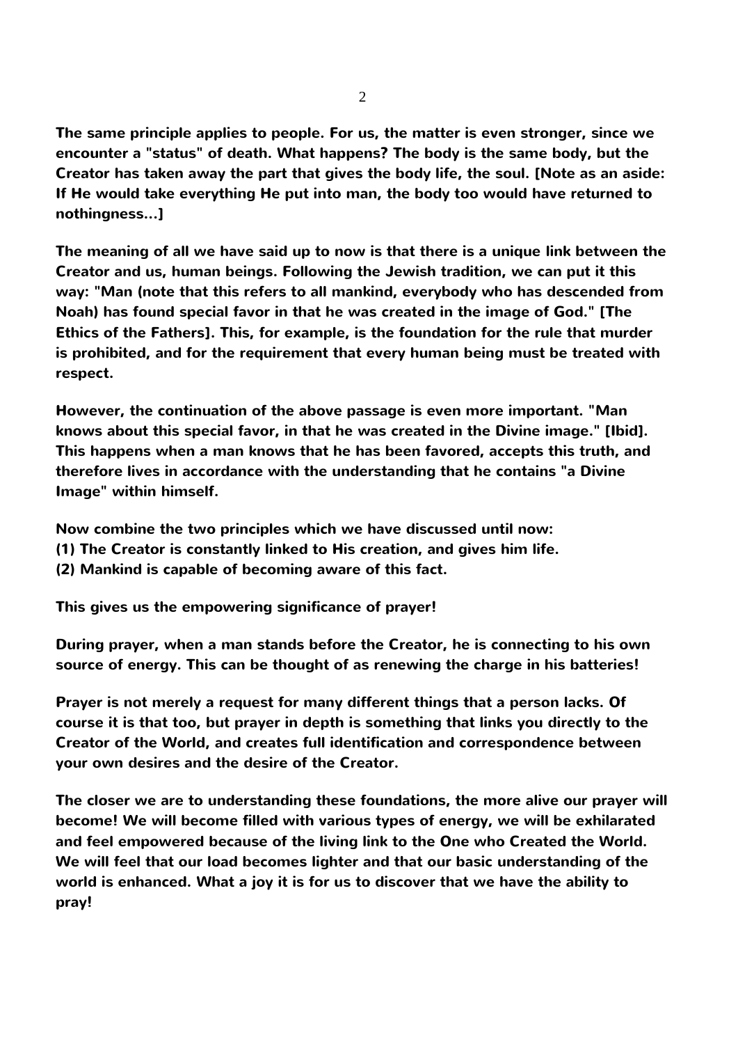**The same principle applies to people. For us, the matter is even stronger, since we encounter a "status" of death. What happens? The body is the same body, but the Creator has taken away the part that gives the body life, the soul. [Note as an aside: If He would take everything He put into man, the body too would have returned to nothingness...]**

**The meaning of all we have said up to now is that there is a unique link between the Creator and us, human beings. Following the Jewish tradition, we can put it this way: "Man (note that this refers to all mankind, everybody who has descended from Noah) has found special favor in that he was created in the image of God." [The Ethics of the Fathers]. This, for example, is the foundation for the rule that murder is prohibited, and for the requirement that every human being must be treated with respect.**

**However, the continuation of the above passage is even more important. "Man knows about this special favor, in that he was created in the Divine image." [Ibid]. This happens when a man knows that he has been favored, accepts this truth, and therefore lives in accordance with the understanding that he contains "a Divine Image" within himself.**

**Now combine the two principles which we have discussed until now:**
**(1) The Creator is constantly linked to His creation, and gives him life.**
**(2) Mankind is capable of becoming aware of this fact.**

**This gives us the empowering significance of prayer!**

**During prayer, when a man stands before the Creator, he is connecting to his own source of energy. This can be thought of as renewing the charge in his batteries!**

**Prayer is not merely a request for many different things that a person lacks. Of course it is that too, but prayer in depth is something that links you directly to the Creator of the World, and creates full identification and correspondence between your own desires and the desire of the Creator.**

**The closer we are to understanding these foundations, the more alive our prayer will become! We will become filled with various types of energy, we will be exhilarated and feel empowered because of the living link to the One who Created the World. We will feel that our load becomes lighter and that our basic understanding of the world is enhanced. What a joy it is for us to discover that we have the ability to pray!**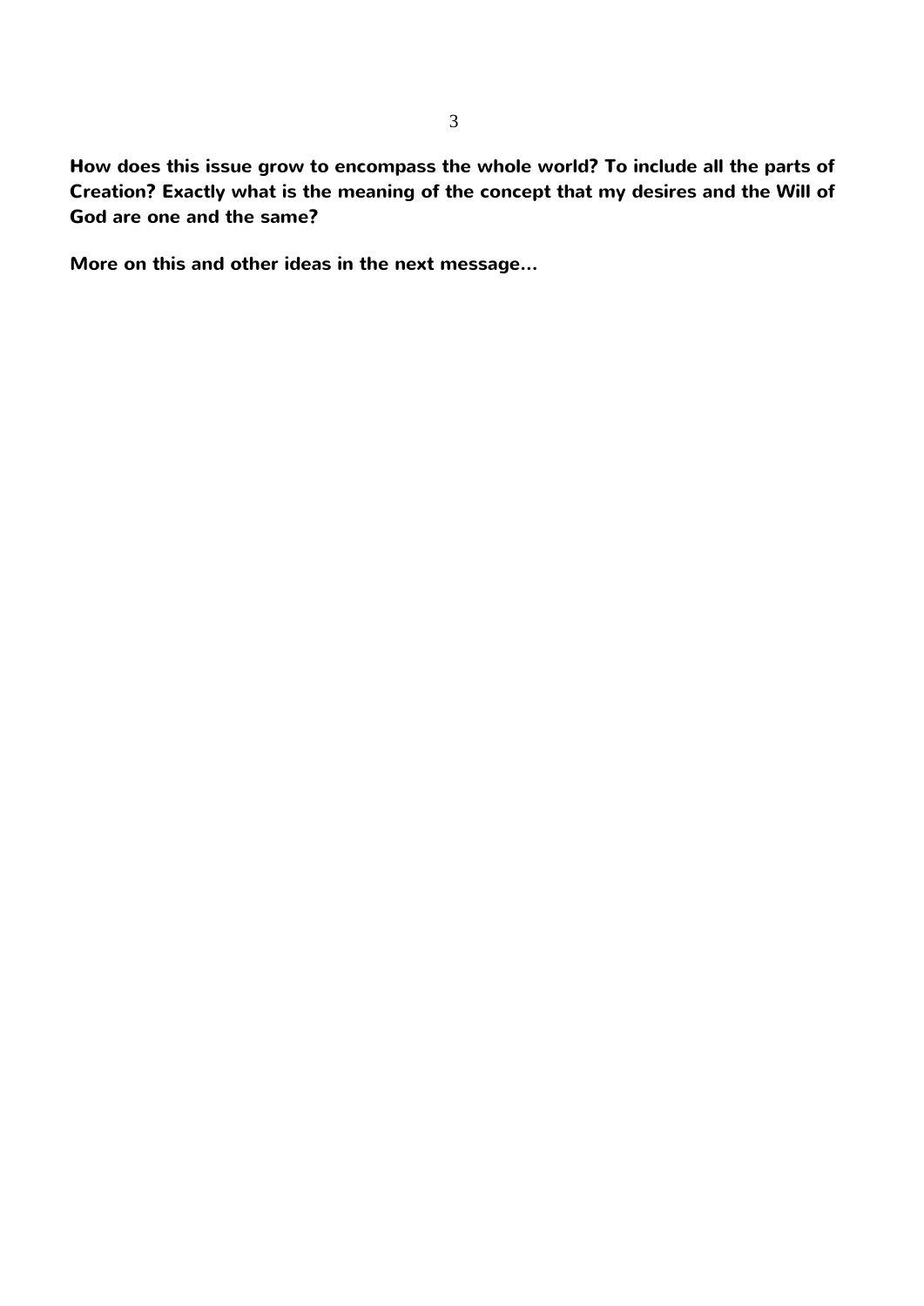**How does this issue grow to encompass the whole world? To include all the parts of Creation? Exactly what is the meaning of the concept that my desires and the Will of God are one and the same?**

**More on this and other ideas in the next message...**